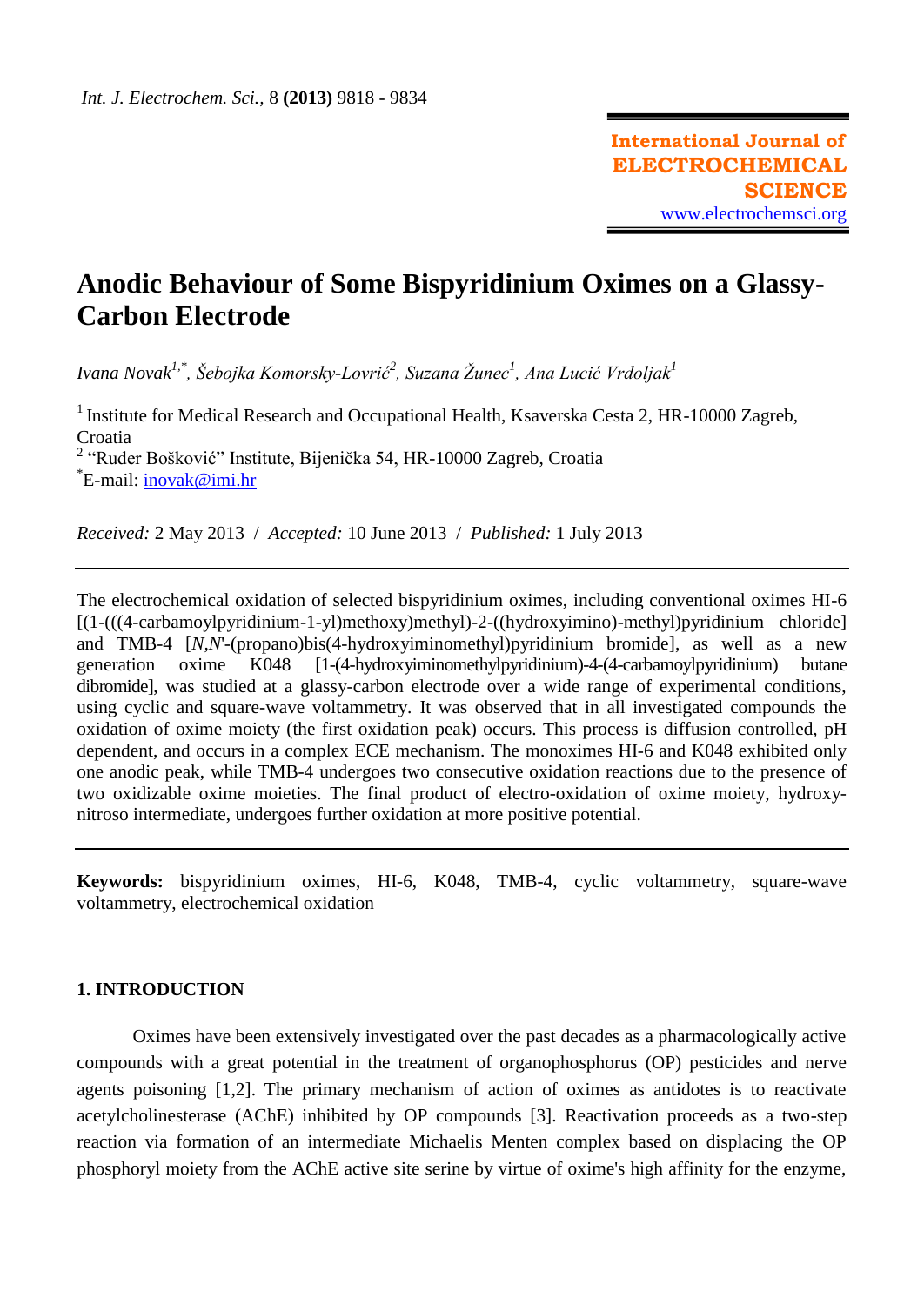# Anodic Behaviour of Some Bispyridinium Oximes on a Glassy-Carbon Electrode

*Ivana Novak*[1,*], *Šebojka Komorsky-Lovrić*[2], *Suzana Žunec*[1], *Ana Lucić Vrdoljak*[1]

[1] Institute for Medical Research and Occupational Health, Ksaverska Cesta 2, HR-10000 Zagreb, Croatia
[2] "Ruđer Bošković" Institute, Bijenička 54, HR-10000 Zagreb, Croatia
[*]E-mail: inovak@imi.hr

*Received:* 2 May 2013 / *Accepted:* 10 June 2013 / *Published:* 1 July 2013

---

The electrochemical oxidation of selected bispyridinium oximes, including conventional oximes HI-6 [(1-(((4-carbamoylpyridinium-1-yl)methoxy)methyl)-2-((hydroxyimino)-methyl)pyridinium chloride] and TMB-4 [*N*,*N*'-(propano)bis(4-hydroxyiminomethyl)pyridinium bromide], as well as a new generation oxime K048 [1-(4-hydroxyiminomethylpyridinium)-4-(4-carbamoylpyridinium) butane dibromide], was studied at a glassy-carbon electrode over a wide range of experimental conditions, using cyclic and square-wave voltammetry. It was observed that in all investigated compounds the oxidation of oxime moiety (the first oxidation peak) occurs. This process is diffusion controlled, pH dependent, and occurs in a complex ECE mechanism. The monoximes HI-6 and K048 exhibited only one anodic peak, while TMB-4 undergoes two consecutive oxidation reactions due to the presence of two oxidizable oxime moieties. The final product of electro-oxidation of oxime moiety, hydroxy-nitroso intermediate, undergoes further oxidation at more positive potential.

---

**Keywords:** bispyridinium oximes, HI-6, K048, TMB-4, cyclic voltammetry, square-wave voltammetry, electrochemical oxidation

## 1. INTRODUCTION

Oximes have been extensively investigated over the past decades as a pharmacologically active compounds with a great potential in the treatment of organophosphorus (OP) pesticides and nerve agents poisoning [1,2]. The primary mechanism of action of oximes as antidotes is to reactivate acetylcholinesterase (AChE) inhibited by OP compounds [3]. Reactivation proceeds as a two-step reaction via formation of an intermediate Michaelis Menten complex based on displacing the OP phosphoryl moiety from the AChE active site serine by virtue of oxime's high affinity for the enzyme,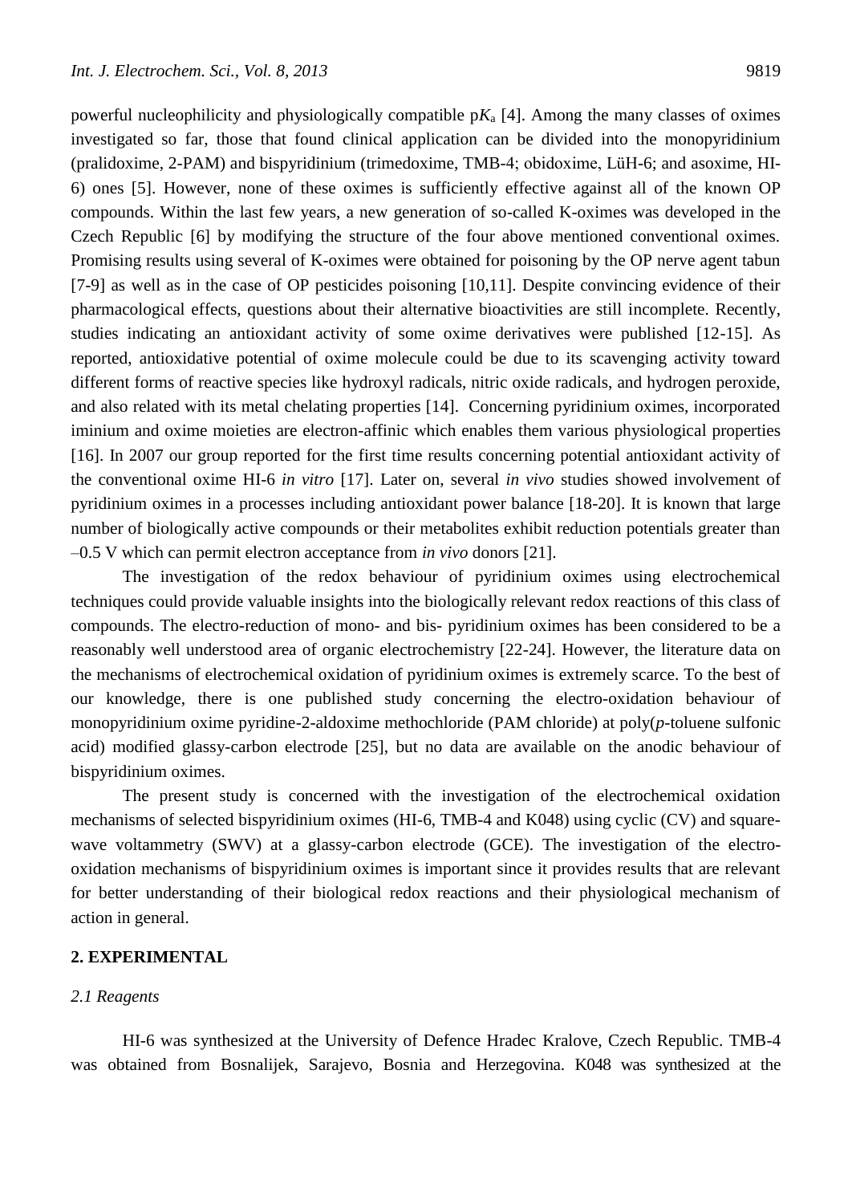powerful nucleophilicity and physiologically compatible p$K_a$ [4]. Among the many classes of oximes investigated so far, those that found clinical application can be divided into the monopyridinium (pralidoxime, 2-PAM) and bispyridinium (trimedoxime, TMB-4; obidoxime, LüH-6; and asoxime, HI-6) ones [5]. However, none of these oximes is sufficiently effective against all of the known OP compounds. Within the last few years, a new generation of so-called K-oximes was developed in the Czech Republic [6] by modifying the structure of the four above mentioned conventional oximes. Promising results using several of K-oximes were obtained for poisoning by the OP nerve agent tabun [7-9] as well as in the case of OP pesticides poisoning [10,11]. Despite convincing evidence of their pharmacological effects, questions about their alternative bioactivities are still incomplete. Recently, studies indicating an antioxidant activity of some oxime derivatives were published [12-15]. As reported, antioxidative potential of oxime molecule could be due to its scavenging activity toward different forms of reactive species like hydroxyl radicals, nitric oxide radicals, and hydrogen peroxide, and also related with its metal chelating properties [14]. Concerning pyridinium oximes, incorporated iminium and oxime moieties are electron-affinic which enables them various physiological properties [16]. In 2007 our group reported for the first time results concerning potential antioxidant activity of the conventional oxime HI-6 *in vitro* [17]. Later on, several *in vivo* studies showed involvement of pyridinium oximes in a processes including antioxidant power balance [18-20]. It is known that large number of biologically active compounds or their metabolites exhibit reduction potentials greater than –0.5 V which can permit electron acceptance from *in vivo* donors [21].

The investigation of the redox behaviour of pyridinium oximes using electrochemical techniques could provide valuable insights into the biologically relevant redox reactions of this class of compounds. The electro-reduction of mono- and bis- pyridinium oximes has been considered to be a reasonably well understood area of organic electrochemistry [22-24]. However, the literature data on the mechanisms of electrochemical oxidation of pyridinium oximes is extremely scarce. To the best of our knowledge, there is one published study concerning the electro-oxidation behaviour of monopyridinium oxime pyridine-2-aldoxime methochloride (PAM chloride) at poly(*p*-toluene sulfonic acid) modified glassy-carbon electrode [25], but no data are available on the anodic behaviour of bispyridinium oximes.

The present study is concerned with the investigation of the electrochemical oxidation mechanisms of selected bispyridinium oximes (HI-6, TMB-4 and K048) using cyclic (CV) and square-wave voltammetry (SWV) at a glassy-carbon electrode (GCE). The investigation of the electro-oxidation mechanisms of bispyridinium oximes is important since it provides results that are relevant for better understanding of their biological redox reactions and their physiological mechanism of action in general.

## 2. EXPERIMENTAL

### *2.1 Reagents*

HI-6 was synthesized at the University of Defence Hradec Kralove, Czech Republic. TMB-4 was obtained from Bosnalijek, Sarajevo, Bosnia and Herzegovina. K048 was synthesized at the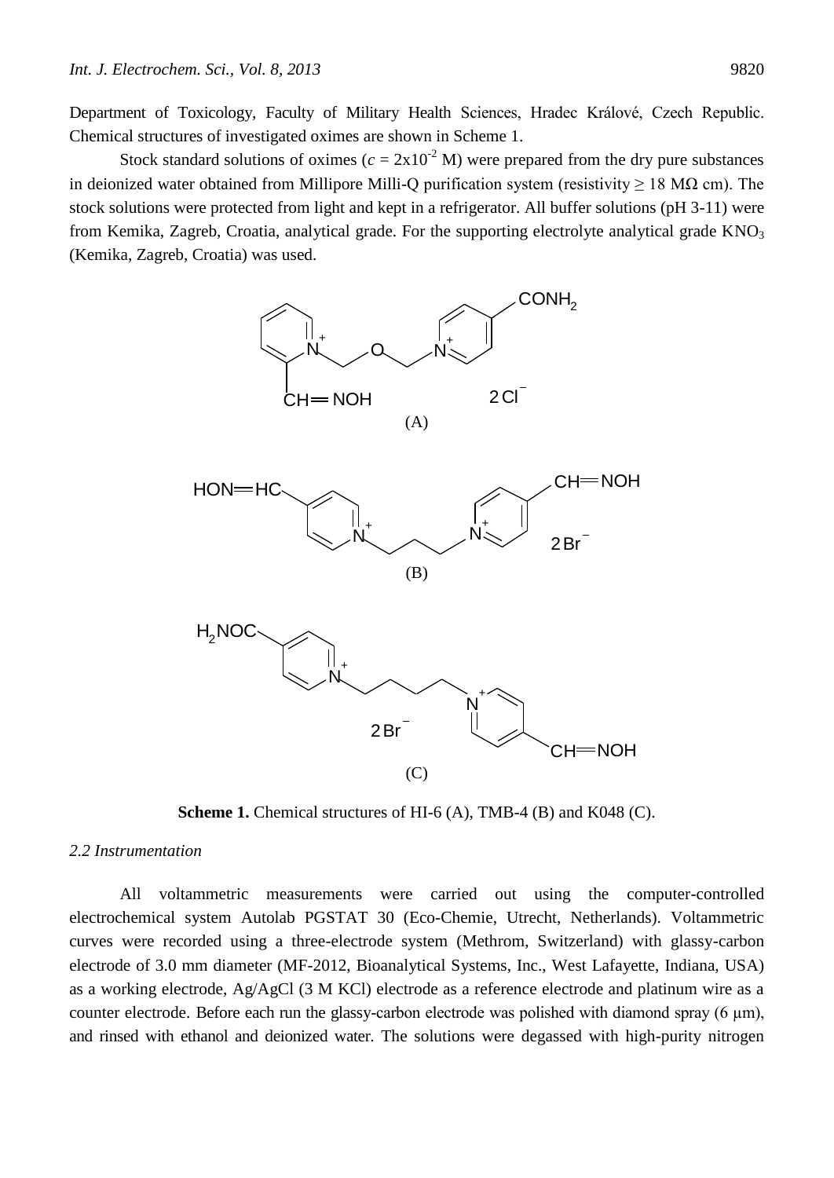Department of Toxicology, Faculty of Military Health Sciences, Hradec Králové, Czech Republic. Chemical structures of investigated oximes are shown in Scheme 1.

Stock standard solutions of oximes ($c = 2 \times 10^{-2}$ M) were prepared from the dry pure substances in deionized water obtained from Millipore Milli-Q purification system (resistivity ≥ 18 MΩ cm). The stock solutions were protected from light and kept in a refrigerator. All buffer solutions (pH 3-11) were from Kemika, Zagreb, Croatia, analytical grade. For the supporting electrolyte analytical grade $KNO_3$ (Kemika, Zagreb, Croatia) was used.

**Scheme 1.** Chemical structures of HI-6 (A), TMB-4 (B) and K048 (C).

### 2.2 Instrumentation

All voltammetric measurements were carried out using the computer-controlled electrochemical system Autolab PGSTAT 30 (Eco-Chemie, Utrecht, Netherlands). Voltammetric curves were recorded using a three-electrode system (Methrom, Switzerland) with glassy-carbon electrode of 3.0 mm diameter (MF-2012, Bioanalytical Systems, Inc., West Lafayette, Indiana, USA) as a working electrode, Ag/AgCl (3 M KCl) electrode as a reference electrode and platinum wire as a counter electrode. Before each run the glassy-carbon electrode was polished with diamond spray (6 μm), and rinsed with ethanol and deionized water. The solutions were degassed with high-purity nitrogen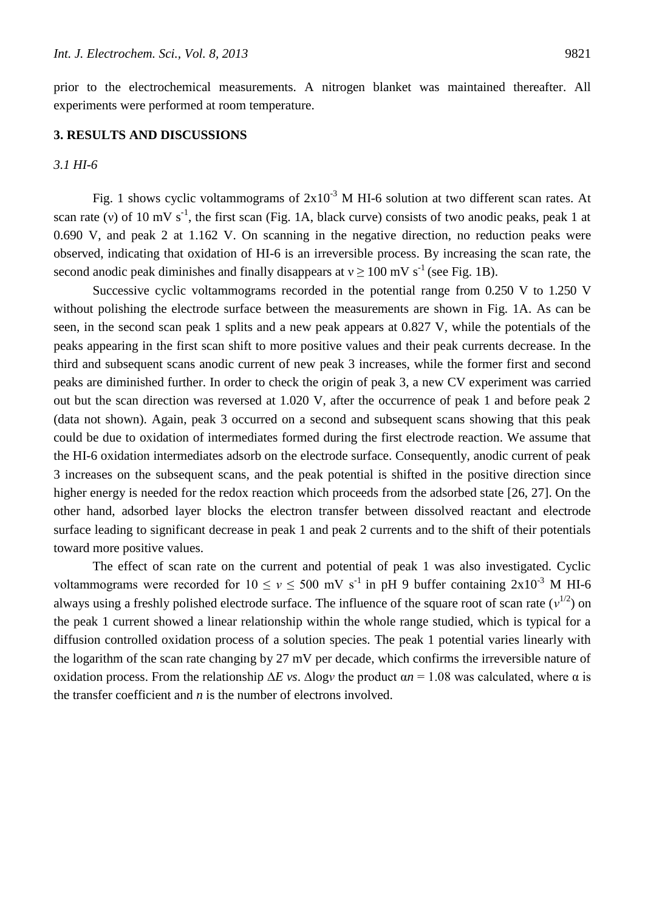prior to the electrochemical measurements. A nitrogen blanket was maintained thereafter. All experiments were performed at room temperature.

## 3. RESULTS AND DISCUSSIONS

### *3.1 HI-6*

Fig. 1 shows cyclic voltammograms of $2 \times 10^{-3}$ M HI-6 solution at two different scan rates. At scan rate ($\nu$) of 10 mV $s^{-1}$, the first scan (Fig. 1A, black curve) consists of two anodic peaks, peak 1 at 0.690 V, and peak 2 at 1.162 V. On scanning in the negative direction, no reduction peaks were observed, indicating that oxidation of HI-6 is an irreversible process. By increasing the scan rate, the second anodic peak diminishes and finally disappears at $\nu \geq 100$ mV $s^{-1}$ (see Fig. 1B).

Successive cyclic voltammograms recorded in the potential range from 0.250 V to 1.250 V without polishing the electrode surface between the measurements are shown in Fig. 1A. As can be seen, in the second scan peak 1 splits and a new peak appears at 0.827 V, while the potentials of the peaks appearing in the first scan shift to more positive values and their peak currents decrease. In the third and subsequent scans anodic current of new peak 3 increases, while the former first and second peaks are diminished further. In order to check the origin of peak 3, a new CV experiment was carried out but the scan direction was reversed at 1.020 V, after the occurrence of peak 1 and before peak 2 (data not shown). Again, peak 3 occurred on a second and subsequent scans showing that this peak could be due to oxidation of intermediates formed during the first electrode reaction. We assume that the HI-6 oxidation intermediates adsorb on the electrode surface. Consequently, anodic current of peak 3 increases on the subsequent scans, and the peak potential is shifted in the positive direction since higher energy is needed for the redox reaction which proceeds from the adsorbed state [26, 27]. On the other hand, adsorbed layer blocks the electron transfer between dissolved reactant and electrode surface leading to significant decrease in peak 1 and peak 2 currents and to the shift of their potentials toward more positive values.

The effect of scan rate on the current and potential of peak 1 was also investigated. Cyclic voltammograms were recorded for $10 \leq \nu \leq 500$ mV $s^{-1}$ in pH 9 buffer containing $2 \times 10^{-3}$ M HI-6 always using a freshly polished electrode surface. The influence of the square root of scan rate ($\nu^{1/2}$) on the peak 1 current showed a linear relationship within the whole range studied, which is typical for a diffusion controlled oxidation process of a solution species. The peak 1 potential varies linearly with the logarithm of the scan rate changing by 27 mV per decade, which confirms the irreversible nature of oxidation process. From the relationship $\Delta E$ *vs*. $\Delta \log \nu$ the product $\alpha n = 1.08$ was calculated, where $\alpha$ is the transfer coefficient and $n$ is the number of electrons involved.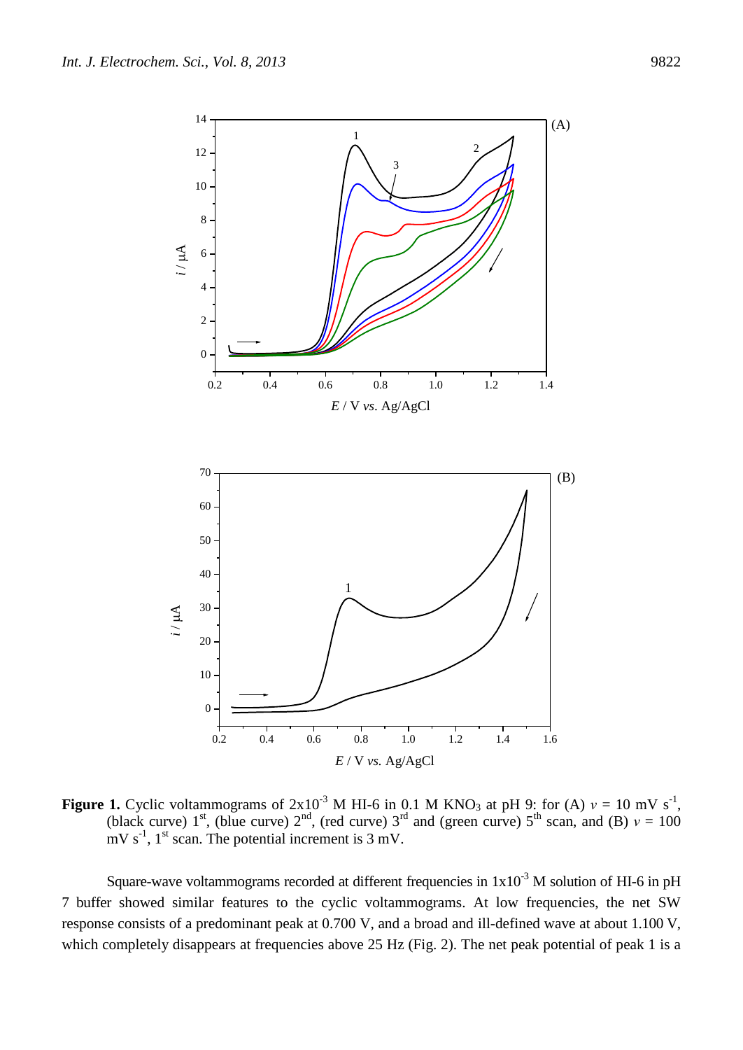**Figure 1.** Cyclic voltammograms of $2x10^{-3}$ M HI-6 in 0.1 M $KNO_3$ at pH 9: for (A) $v$ = 10 mV $s^{-1}$, (black curve) 1st, (blue curve) 2nd, (red curve) 3rd and (green curve) 5th scan, and (B) $v$ = 100 mV $s^{-1}$, 1st scan. The potential increment is 3 mV.

Square-wave voltammograms recorded at different frequencies in $1x10^{-3}$ M solution of HI-6 in pH 7 buffer showed similar features to the cyclic voltammograms. At low frequencies, the net SW response consists of a predominant peak at 0.700 V, and a broad and ill-defined wave at about 1.100 V, which completely disappears at frequencies above 25 Hz (Fig. 2). The net peak potential of peak 1 is a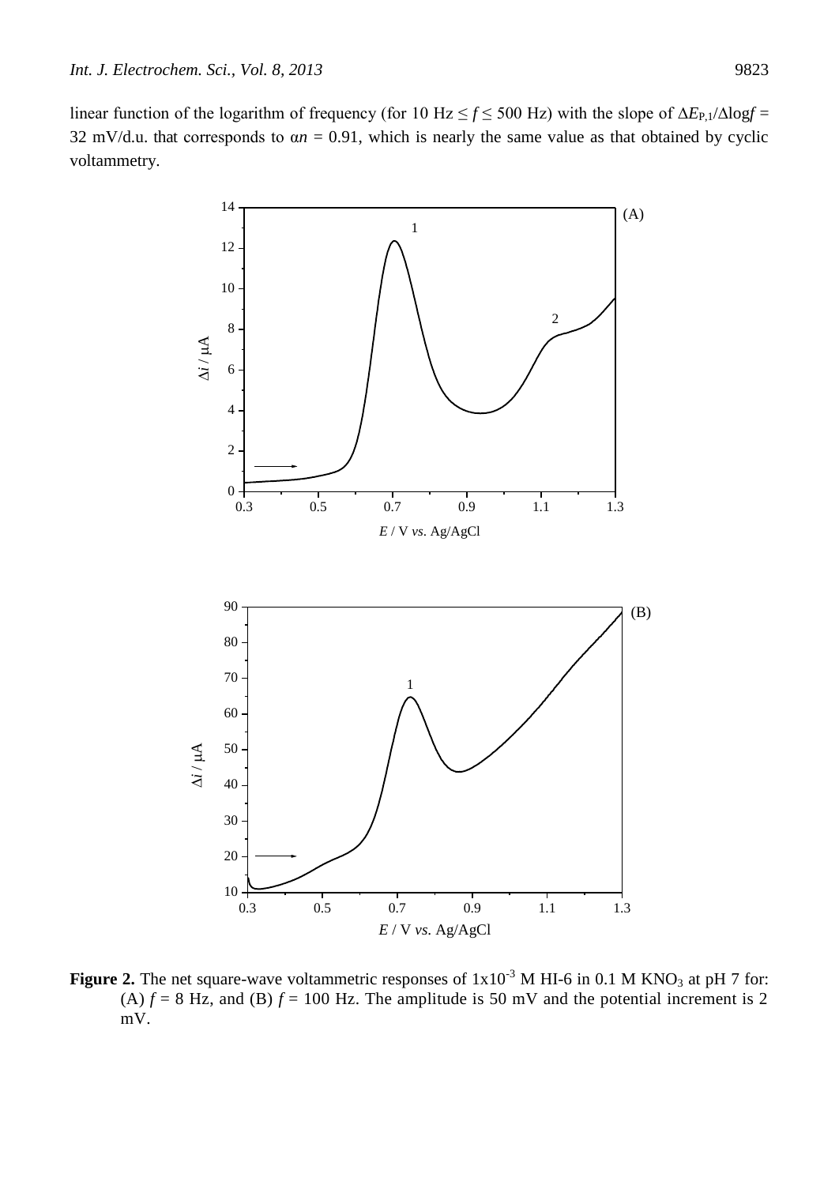linear function of the logarithm of frequency (for 10 Hz ≤ $f$ ≤ 500 Hz) with the slope of $\Delta E_{P,1}/\Delta \log f$ = 32 mV/d.u. that corresponds to $\alpha n$ = 0.91, which is nearly the same value as that obtained by cyclic voltammetry.

**Figure 2.** The net square-wave voltammetric responses of $1 \times 10^{-3}$ M HI-6 in 0.1 M $KNO_3$ at pH 7 for: (A) $f$ = 8 Hz, and (B) $f$ = 100 Hz. The amplitude is 50 mV and the potential increment is 2 mV.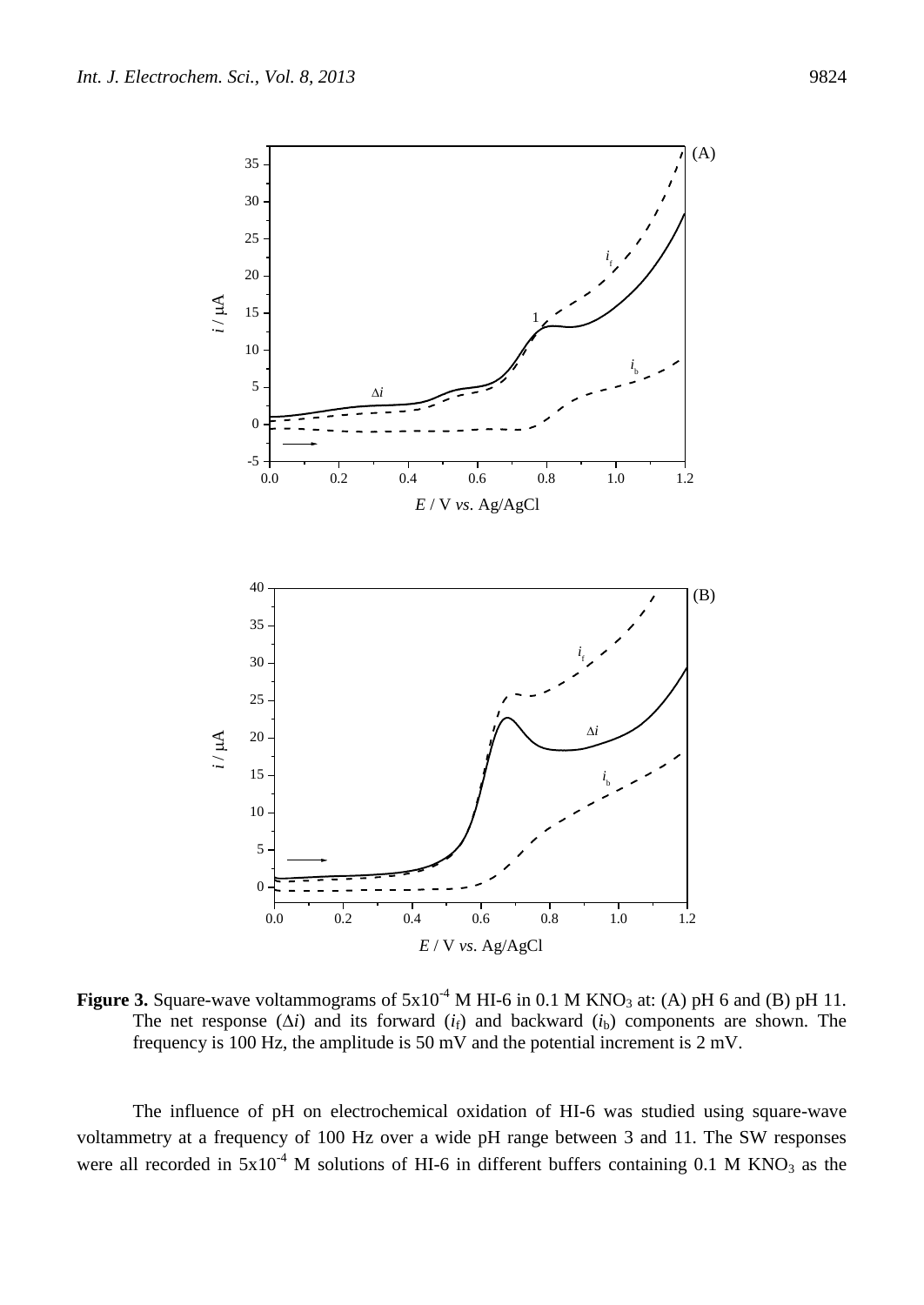**Figure 3.** Square-wave voltammograms of $5x10^{-4}$ M HI-6 in 0.1 M $KNO_3$ at: (A) pH 6 and (B) pH 11. The net response ($\Delta i$) and its forward ($i_f$) and backward ($i_b$) components are shown. The frequency is 100 Hz, the amplitude is 50 mV and the potential increment is 2 mV.

The influence of pH on electrochemical oxidation of HI-6 was studied using square-wave voltammetry at a frequency of 100 Hz over a wide pH range between 3 and 11. The SW responses were all recorded in $5x10^{-4}$ M solutions of HI-6 in different buffers containing 0.1 M $KNO_3$ as the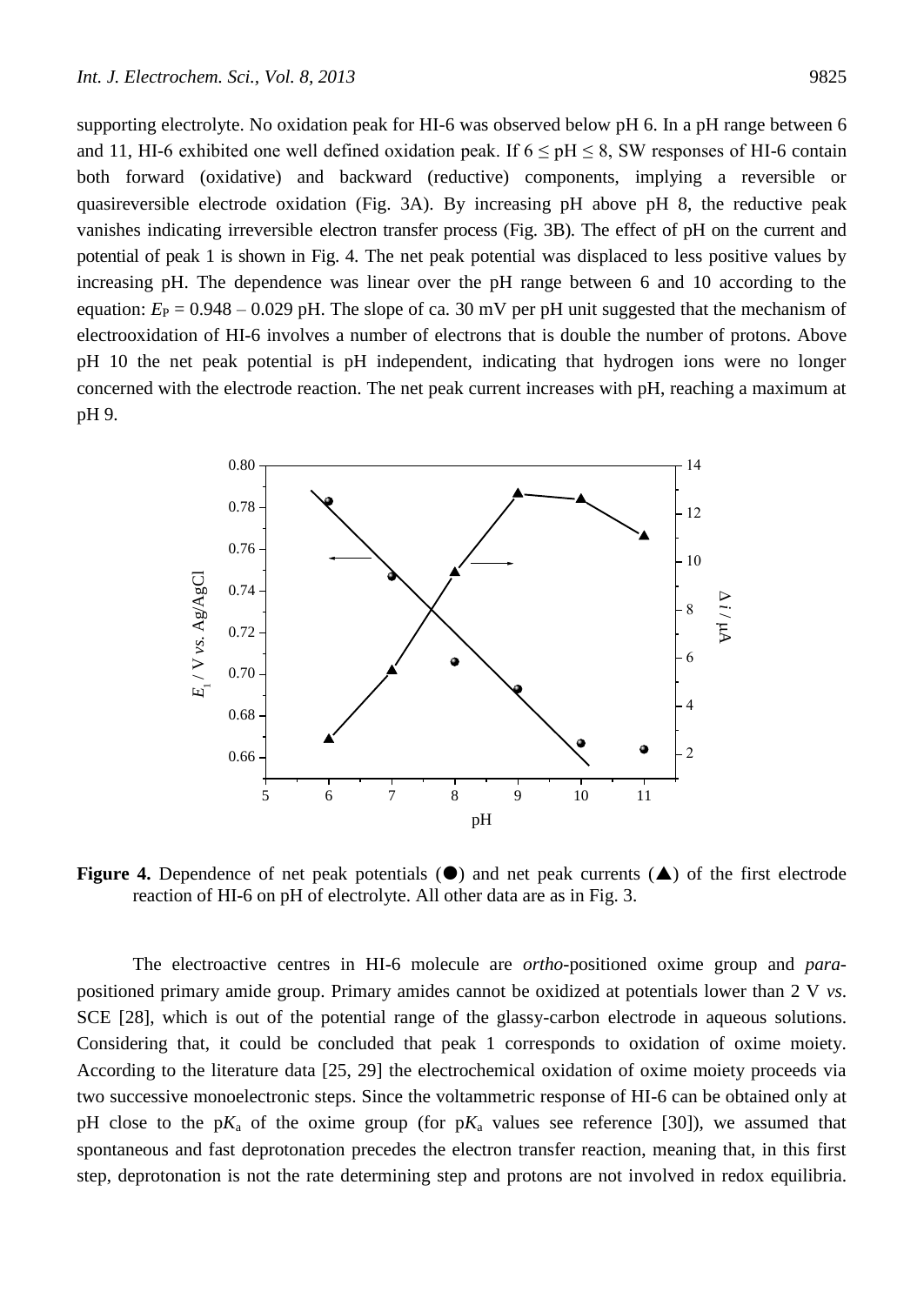supporting electrolyte. No oxidation peak for HI-6 was observed below pH 6. In a pH range between 6 and 11, HI-6 exhibited one well defined oxidation peak. If $6 \leq pH \leq 8$, SW responses of HI-6 contain both forward (oxidative) and backward (reductive) components, implying a reversible or quasireversible electrode oxidation (Fig. 3A). By increasing pH above pH 8, the reductive peak vanishes indicating irreversible electron transfer process (Fig. 3B). The effect of pH on the current and potential of peak 1 is shown in Fig. 4. The net peak potential was displaced to less positive values by increasing pH. The dependence was linear over the pH range between 6 and 10 according to the equation: $E_P = 0.948 - 0.029$ pH. The slope of ca. 30 mV per pH unit suggested that the mechanism of electrooxidation of HI-6 involves a number of electrons that is double the number of protons. Above pH 10 the net peak potential is pH independent, indicating that hydrogen ions were no longer concerned with the electrode reaction. The net peak current increases with pH, reaching a maximum at pH 9.

**Figure 4.** Dependence of net peak potentials (●) and net peak currents (▲) of the first electrode reaction of HI-6 on pH of electrolyte. All other data are as in Fig. 3.

The electroactive centres in HI-6 molecule are *ortho*-positioned oxime group and *para*-positioned primary amide group. Primary amides cannot be oxidized at potentials lower than 2 V *vs.* SCE [28], which is out of the potential range of the glassy-carbon electrode in aqueous solutions. Considering that, it could be concluded that peak 1 corresponds to oxidation of oxime moiety. According to the literature data [25, 29] the electrochemical oxidation of oxime moiety proceeds via two successive monoelectronic steps. Since the voltammetric response of HI-6 can be obtained only at pH close to the $pK_a$ of the oxime group (for $pK_a$ values see reference [30]), we assumed that spontaneous and fast deprotonation precedes the electron transfer reaction, meaning that, in this first step, deprotonation is not the rate determining step and protons are not involved in redox equilibria.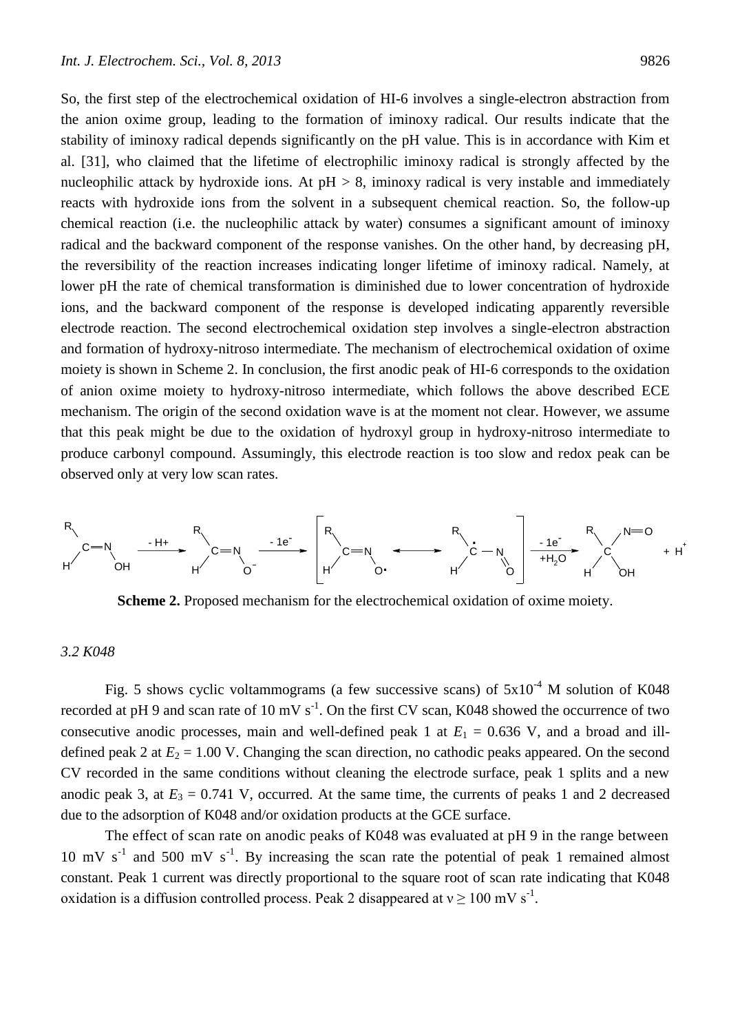So, the first step of the electrochemical oxidation of HI-6 involves a single-electron abstraction from the anion oxime group, leading to the formation of iminoxy radical. Our results indicate that the stability of iminoxy radical depends significantly on the pH value. This is in accordance with Kim et al. [31], who claimed that the lifetime of electrophilic iminoxy radical is strongly affected by the nucleophilic attack by hydroxide ions. At pH > 8, iminoxy radical is very instable and immediately reacts with hydroxide ions from the solvent in a subsequent chemical reaction. So, the follow-up chemical reaction (i.e. the nucleophilic attack by water) consumes a significant amount of iminoxy radical and the backward component of the response vanishes. On the other hand, by decreasing pH, the reversibility of the reaction increases indicating longer lifetime of iminoxy radical. Namely, at lower pH the rate of chemical transformation is diminished due to lower concentration of hydroxide ions, and the backward component of the response is developed indicating apparently reversible electrode reaction. The second electrochemical oxidation step involves a single-electron abstraction and formation of hydroxy-nitroso intermediate. The mechanism of electrochemical oxidation of oxime moiety is shown in Scheme 2. In conclusion, the first anodic peak of HI-6 corresponds to the oxidation of anion oxime moiety to hydroxy-nitroso intermediate, which follows the above described ECE mechanism. The origin of the second oxidation wave is at the moment not clear. However, we assume that this peak might be due to the oxidation of hydroxyl group in hydroxy-nitroso intermediate to produce carbonyl compound. Assumingly, this electrode reaction is too slow and redox peak can be observed only at very low scan rates.

**Scheme 2.** Proposed mechanism for the electrochemical oxidation of oxime moiety.

*3.2 K048*

Fig. 5 shows cyclic voltammograms (a few successive scans) of $5\times10^{-4}$ M solution of K048 recorded at pH 9 and scan rate of 10 mV $s^{-1}$. On the first CV scan, K048 showed the occurrence of two consecutive anodic processes, main and well-defined peak 1 at $E_1$ = 0.636 V, and a broad and ill-defined peak 2 at $E_2$ = 1.00 V. Changing the scan direction, no cathodic peaks appeared. On the second CV recorded in the same conditions without cleaning the electrode surface, peak 1 splits and a new anodic peak 3, at $E_3$ = 0.741 V, occurred. At the same time, the currents of peaks 1 and 2 decreased due to the adsorption of K048 and/or oxidation products at the GCE surface.

The effect of scan rate on anodic peaks of K048 was evaluated at pH 9 in the range between 10 mV $s^{-1}$ and 500 mV $s^{-1}$. By increasing the scan rate the potential of peak 1 remained almost constant. Peak 1 current was directly proportional to the square root of scan rate indicating that K048 oxidation is a diffusion controlled process. Peak 2 disappeared at $\nu \geq 100$ mV $s^{-1}$.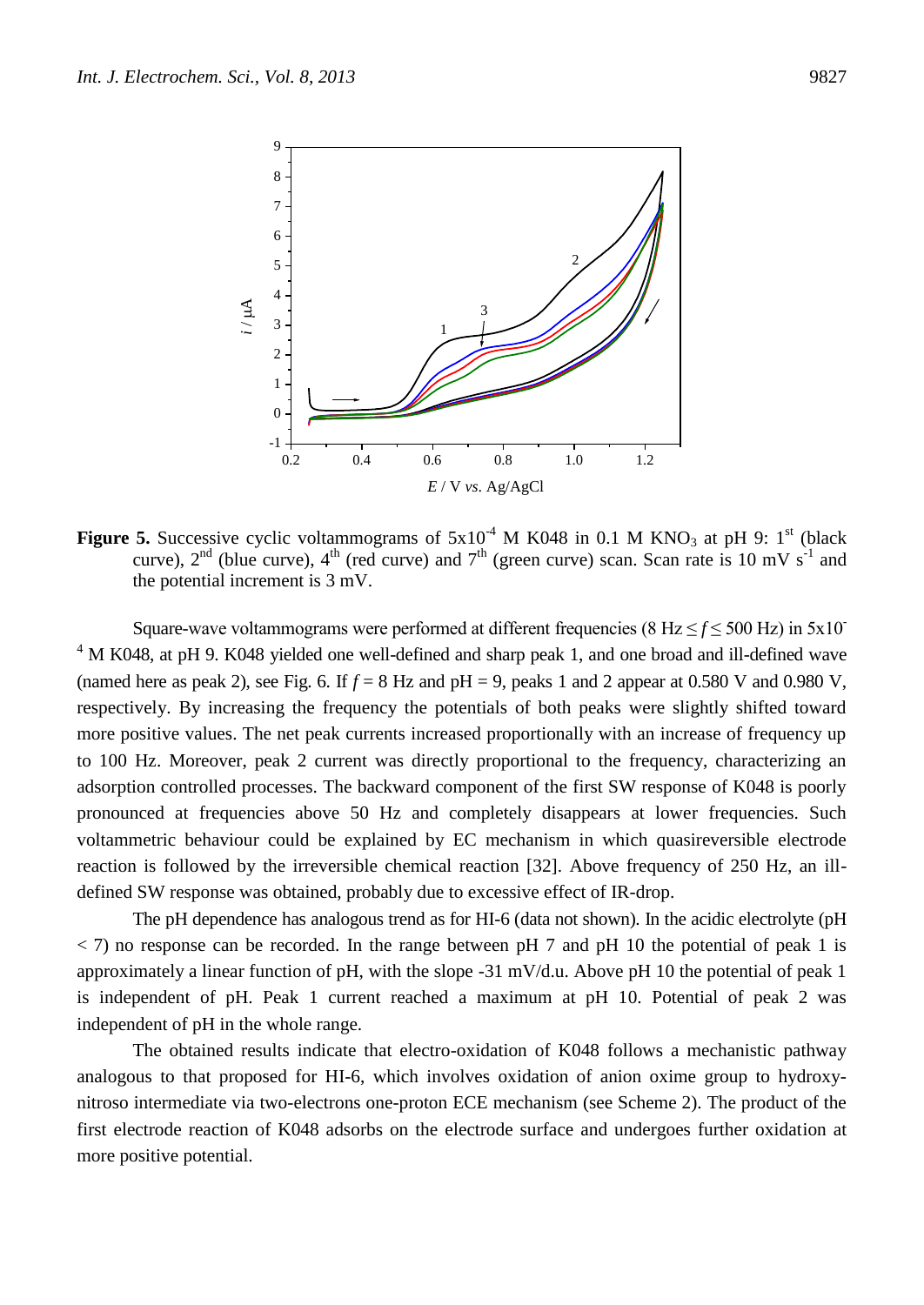**Figure 5.** Successive cyclic voltammograms of $5x10^{-4}$ M K048 in 0.1 M $KNO_3$ at pH 9: $1^{st}$ (black curve), $2^{nd}$ (blue curve), $4^{th}$ (red curve) and $7^{th}$ (green curve) scan. Scan rate is 10 mV $s^{-1}$ and the potential increment is 3 mV.

Square-wave voltammograms were performed at different frequencies (8 Hz $\leq f \leq$ 500 Hz) in $5x10^{-4}$ M K048, at pH 9. K048 yielded one well-defined and sharp peak 1, and one broad and ill-defined wave (named here as peak 2), see Fig. 6. If $f$ = 8 Hz and pH = 9, peaks 1 and 2 appear at 0.580 V and 0.980 V, respectively. By increasing the frequency the potentials of both peaks were slightly shifted toward more positive values. The net peak currents increased proportionally with an increase of frequency up to 100 Hz. Moreover, peak 2 current was directly proportional to the frequency, characterizing an adsorption controlled processes. The backward component of the first SW response of K048 is poorly pronounced at frequencies above 50 Hz and completely disappears at lower frequencies. Such voltammetric behaviour could be explained by EC mechanism in which quasireversible electrode reaction is followed by the irreversible chemical reaction [32]. Above frequency of 250 Hz, an ill-defined SW response was obtained, probably due to excessive effect of IR-drop.

The pH dependence has analogous trend as for HI-6 (data not shown). In the acidic electrolyte (pH < 7) no response can be recorded. In the range between pH 7 and pH 10 the potential of peak 1 is approximately a linear function of pH, with the slope -31 mV/d.u. Above pH 10 the potential of peak 1 is independent of pH. Peak 1 current reached a maximum at pH 10. Potential of peak 2 was independent of pH in the whole range.

The obtained results indicate that electro-oxidation of K048 follows a mechanistic pathway analogous to that proposed for HI-6, which involves oxidation of anion oxime group to hydroxy-nitroso intermediate via two-electrons one-proton ECE mechanism (see Scheme 2). The product of the first electrode reaction of K048 adsorbs on the electrode surface and undergoes further oxidation at more positive potential.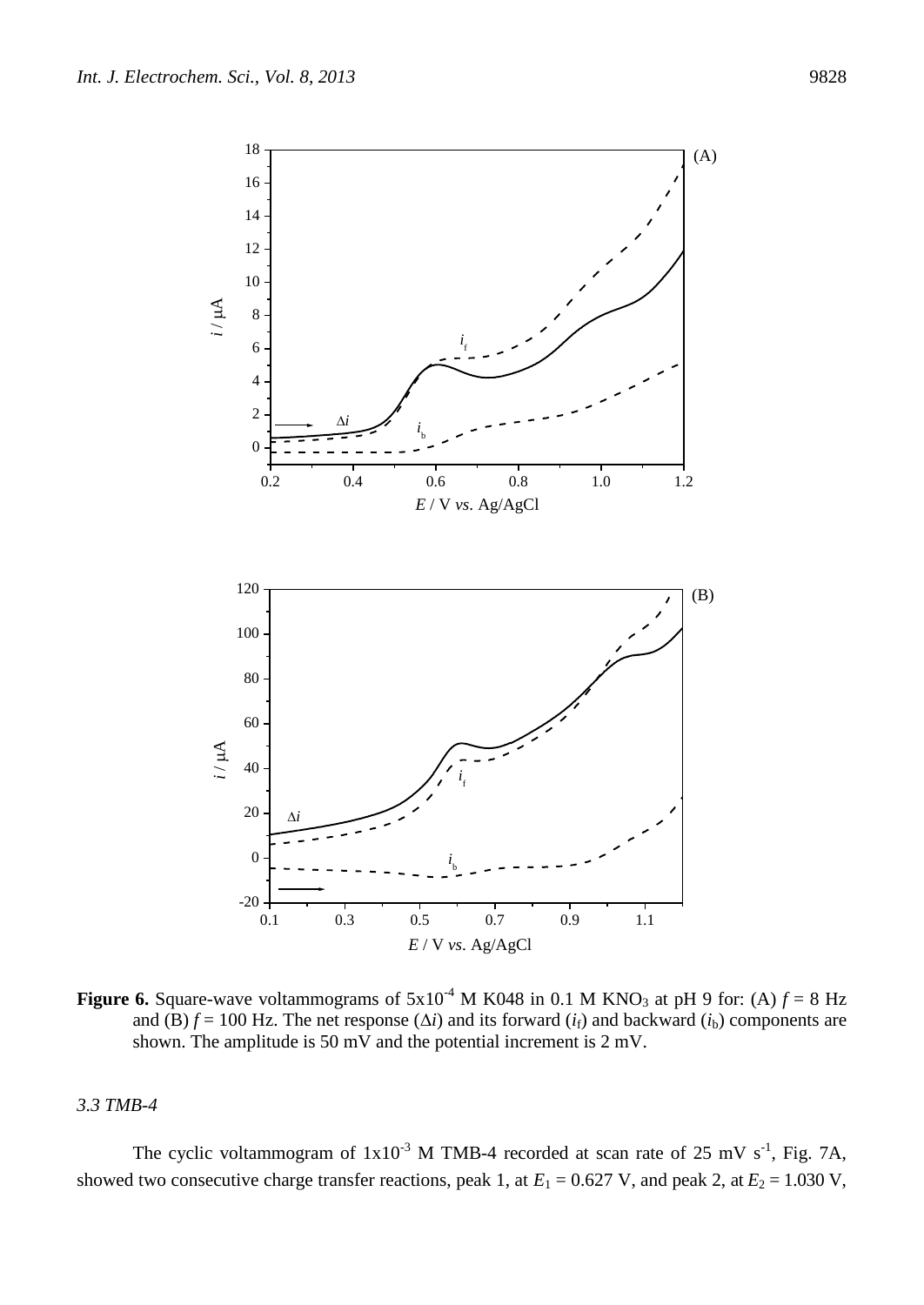**Figure 6.** Square-wave voltammograms of $5x10^{-4}$ M K048 in 0.1 M $KNO_3$ at pH 9 for: (A) $f$ = 8 Hz and (B) $f$ = 100 Hz. The net response ($\Delta i$) and its forward ($i_f$) and backward ($i_b$) components are shown. The amplitude is 50 mV and the potential increment is 2 mV.

### *3.3 TMB-4*

The cyclic voltammogram of $1x10^{-3}$ M TMB-4 recorded at scan rate of 25 mV $s^{-1}$, Fig. 7A, showed two consecutive charge transfer reactions, peak 1, at $E_1$ = 0.627 V, and peak 2, at $E_2$ = 1.030 V,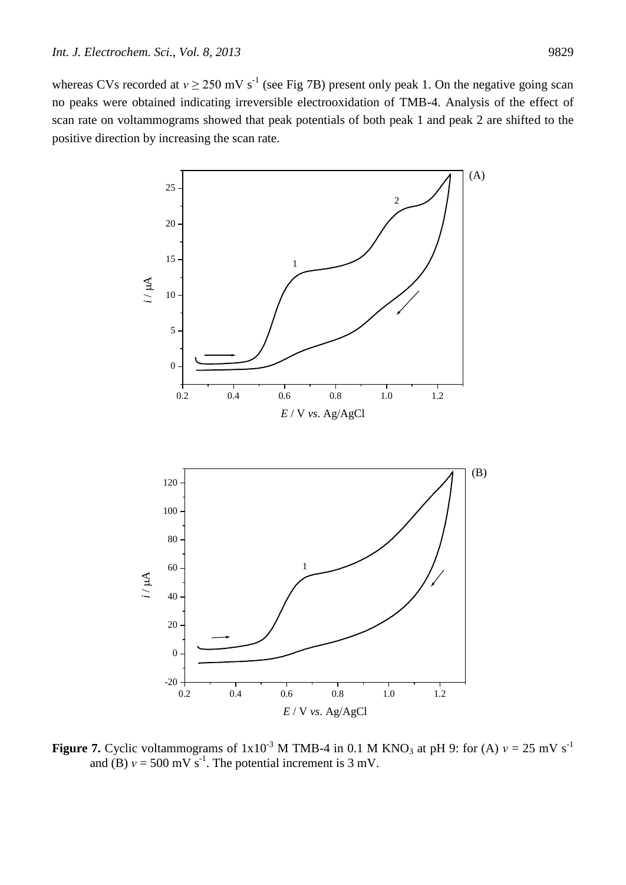whereas CVs recorded at $v \geq 250$ mV $s^{-1}$ (see Fig 7B) present only peak 1. On the negative going scan no peaks were obtained indicating irreversible electrooxidation of TMB-4. Analysis of the effect of scan rate on voltammograms showed that peak potentials of both peak 1 and peak 2 are shifted to the positive direction by increasing the scan rate.

**Figure 7.** Cyclic voltammograms of $1 \times 10^{-3}$ M TMB-4 in 0.1 M $KNO_3$ at pH 9: for (A) $v = 25$ mV $s^{-1}$ and (B) $v = 500$ mV $s^{-1}$. The potential increment is 3 mV.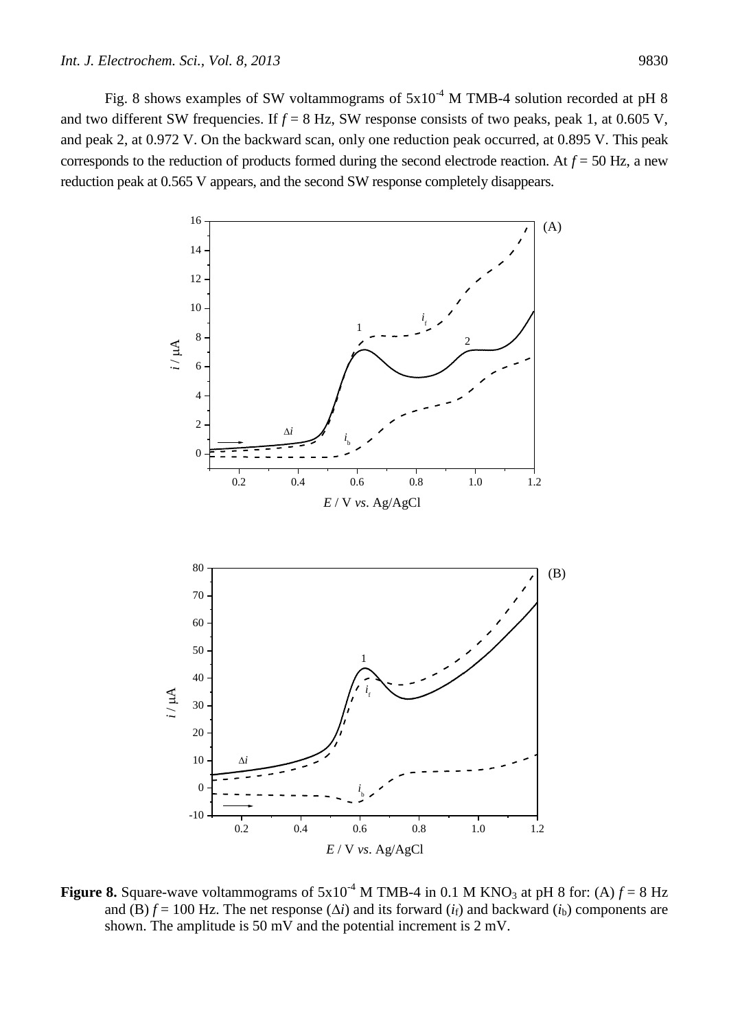Fig. 8 shows examples of SW voltammograms of $5x10^{-4}$ M TMB-4 solution recorded at pH 8 and two different SW frequencies. If $f$ = 8 Hz, SW response consists of two peaks, peak 1, at 0.605 V, and peak 2, at 0.972 V. On the backward scan, only one reduction peak occurred, at 0.895 V. This peak corresponds to the reduction of products formed during the second electrode reaction. At $f$ = 50 Hz, a new reduction peak at 0.565 V appears, and the second SW response completely disappears.

**Figure 8.** Square-wave voltammograms of $5x10^{-4}$ M TMB-4 in 0.1 M $KNO_3$ at pH 8 for: (A) $f$ = 8 Hz and (B) $f$ = 100 Hz. The net response ($\Delta i$) and its forward ($i_f$) and backward ($i_b$) components are shown. The amplitude is 50 mV and the potential increment is 2 mV.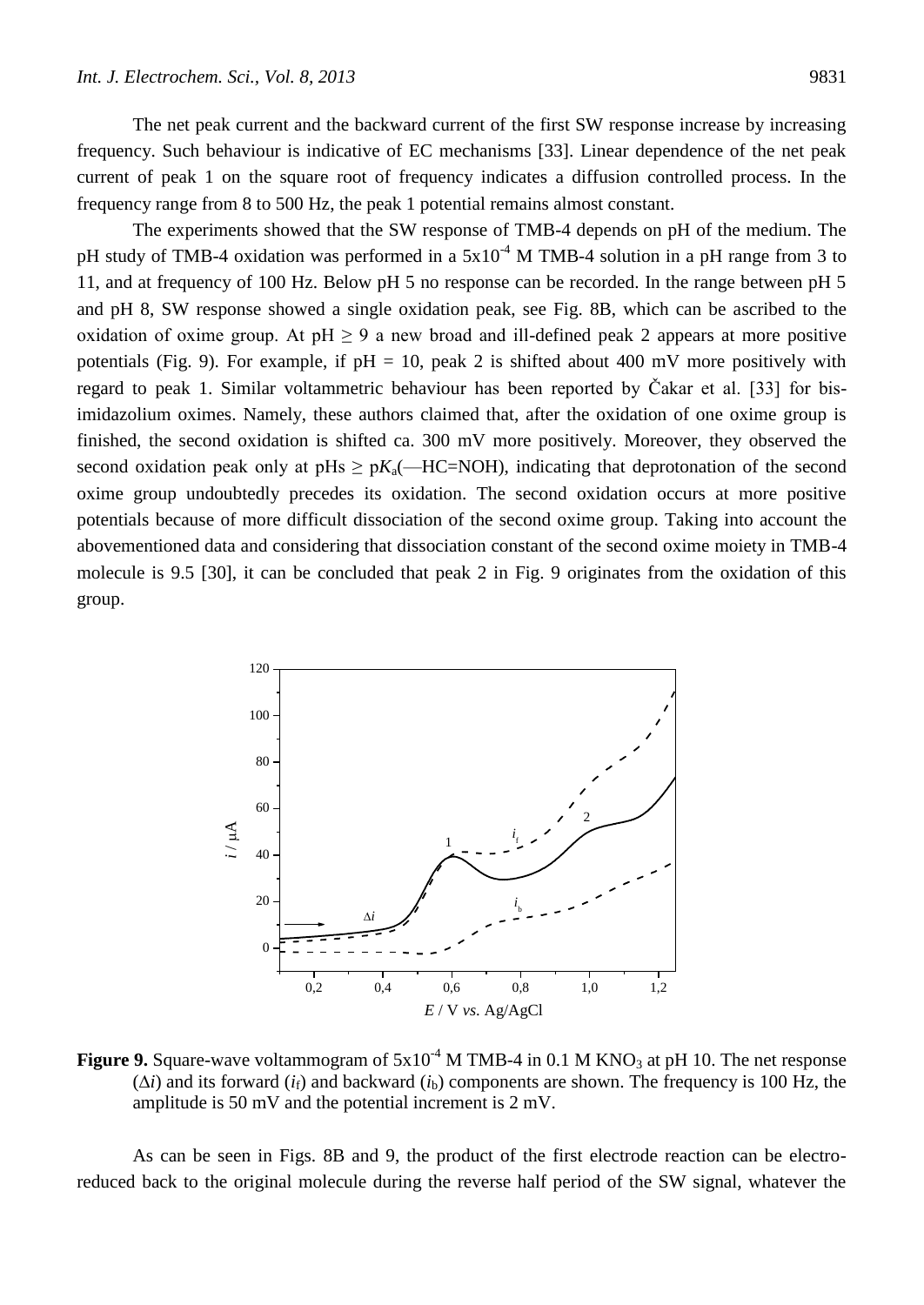The net peak current and the backward current of the first SW response increase by increasing frequency. Such behaviour is indicative of EC mechanisms [33]. Linear dependence of the net peak current of peak 1 on the square root of frequency indicates a diffusion controlled process. In the frequency range from 8 to 500 Hz, the peak 1 potential remains almost constant.

The experiments showed that the SW response of TMB-4 depends on pH of the medium. The pH study of TMB-4 oxidation was performed in a $5x10^{-4}$ M TMB-4 solution in a pH range from 3 to 11, and at frequency of 100 Hz. Below pH 5 no response can be recorded. In the range between pH 5 and pH 8, SW response showed a single oxidation peak, see Fig. 8B, which can be ascribed to the oxidation of oxime group. At pH $\geq$ 9 a new broad and ill-defined peak 2 appears at more positive potentials (Fig. 9). For example, if pH = 10, peak 2 is shifted about 400 mV more positively with regard to peak 1. Similar voltammetric behaviour has been reported by Čakar et al. [33] for bis-imidazolium oximes. Namely, these authors claimed that, after the oxidation of one oxime group is finished, the second oxidation is shifted ca. 300 mV more positively. Moreover, they observed the second oxidation peak only at pHs $\geq$ p$K_a$(—HC=NOH), indicating that deprotonation of the second oxime group undoubtedly precedes its oxidation. The second oxidation occurs at more positive potentials because of more difficult dissociation of the second oxime group. Taking into account the abovementioned data and considering that dissociation constant of the second oxime moiety in TMB-4 molecule is 9.5 [30], it can be concluded that peak 2 in Fig. 9 originates from the oxidation of this group.

**Figure 9.** Square-wave voltammogram of $5x10^{-4}$ M TMB-4 in 0.1 M $KNO_3$ at pH 10. The net response ($\Delta i$) and its forward ($i_f$) and backward ($i_b$) components are shown. The frequency is 100 Hz, the amplitude is 50 mV and the potential increment is 2 mV.

As can be seen in Figs. 8B and 9, the product of the first electrode reaction can be electro-reduced back to the original molecule during the reverse half period of the SW signal, whatever the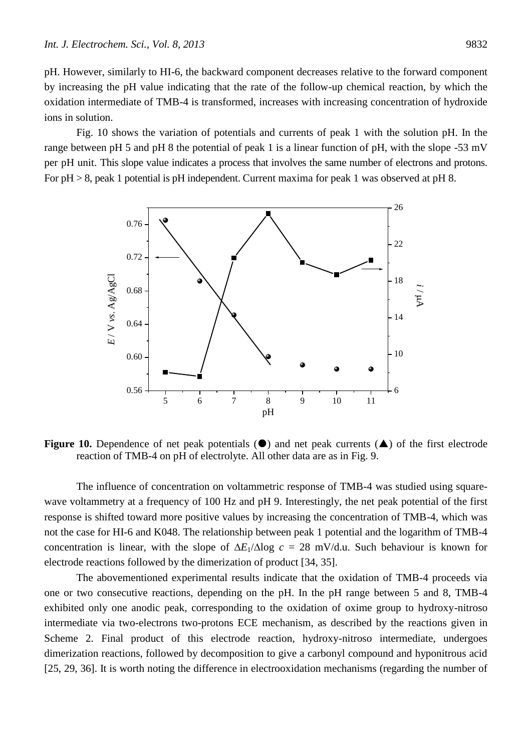pH. However, similarly to HI-6, the backward component decreases relative to the forward component by increasing the pH value indicating that the rate of the follow-up chemical reaction, by which the oxidation intermediate of TMB-4 is transformed, increases with increasing concentration of hydroxide ions in solution.

Fig. 10 shows the variation of potentials and currents of peak 1 with the solution pH. In the range between pH 5 and pH 8 the potential of peak 1 is a linear function of pH, with the slope -53 mV per pH unit. This slope value indicates a process that involves the same number of electrons and protons. For pH > 8, peak 1 potential is pH independent. Current maxima for peak 1 was observed at pH 8.

**Figure 10.** Dependence of net peak potentials (●) and net peak currents (▲) of the first electrode reaction of TMB-4 on pH of electrolyte. All other data are as in Fig. 9.

The influence of concentration on voltammetric response of TMB-4 was studied using square-wave voltammetry at a frequency of 100 Hz and pH 9. Interestingly, the net peak potential of the first response is shifted toward more positive values by increasing the concentration of TMB-4, which was not the case for HI-6 and K048. The relationship between peak 1 potential and the logarithm of TMB-4 concentration is linear, with the slope of $\Delta E_1/\Delta \log c$ = 28 mV/d.u. Such behaviour is known for electrode reactions followed by the dimerization of product [34, 35].

The abovementioned experimental results indicate that the oxidation of TMB-4 proceeds via one or two consecutive reactions, depending on the pH. In the pH range between 5 and 8, TMB-4 exhibited only one anodic peak, corresponding to the oxidation of oxime group to hydroxy-nitroso intermediate via two-electrons two-protons ECE mechanism, as described by the reactions given in Scheme 2. Final product of this electrode reaction, hydroxy-nitroso intermediate, undergoes dimerization reactions, followed by decomposition to give a carbonyl compound and hyponitrous acid [25, 29, 36]. It is worth noting the difference in electrooxidation mechanisms (regarding the number of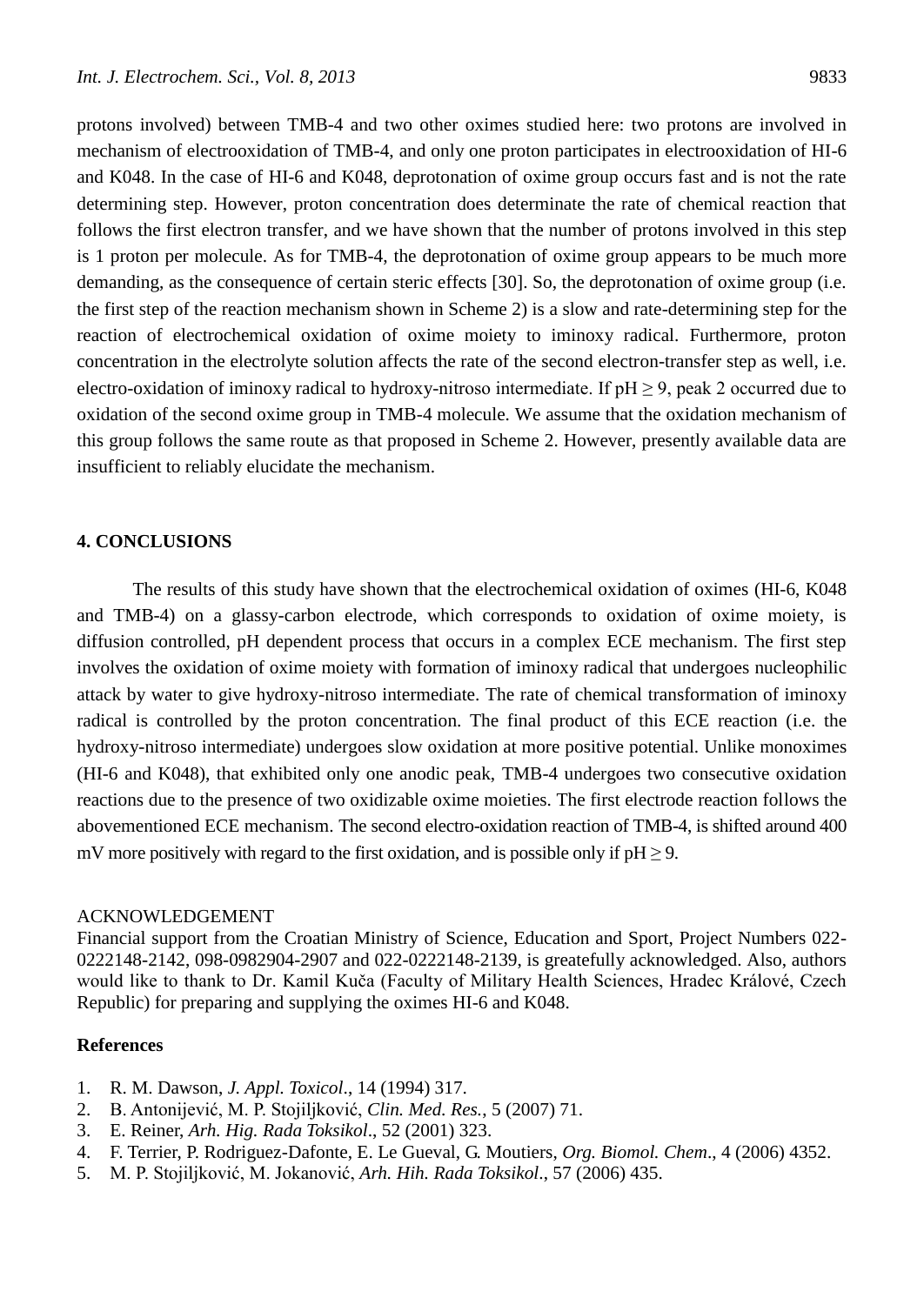protons involved) between TMB-4 and two other oximes studied here: two protons are involved in mechanism of electrooxidation of TMB-4, and only one proton participates in electrooxidation of HI-6 and K048. In the case of HI-6 and K048, deprotonation of oxime group occurs fast and is not the rate determining step. However, proton concentration does determinate the rate of chemical reaction that follows the first electron transfer, and we have shown that the number of protons involved in this step is 1 proton per molecule. As for TMB-4, the deprotonation of oxime group appears to be much more demanding, as the consequence of certain steric effects [30]. So, the deprotonation of oxime group (i.e. the first step of the reaction mechanism shown in Scheme 2) is a slow and rate-determining step for the reaction of electrochemical oxidation of oxime moiety to iminoxy radical. Furthermore, proton concentration in the electrolyte solution affects the rate of the second electron-transfer step as well, i.e. electro-oxidation of iminoxy radical to hydroxy-nitroso intermediate. If pH $\geq$ 9, peak 2 occurred due to oxidation of the second oxime group in TMB-4 molecule. We assume that the oxidation mechanism of this group follows the same route as that proposed in Scheme 2. However, presently available data are insufficient to reliably elucidate the mechanism.

## 4. CONCLUSIONS

The results of this study have shown that the electrochemical oxidation of oximes (HI-6, K048 and TMB-4) on a glassy-carbon electrode, which corresponds to oxidation of oxime moiety, is diffusion controlled, pH dependent process that occurs in a complex ECE mechanism. The first step involves the oxidation of oxime moiety with formation of iminoxy radical that undergoes nucleophilic attack by water to give hydroxy-nitroso intermediate. The rate of chemical transformation of iminoxy radical is controlled by the proton concentration. The final product of this ECE reaction (i.e. the hydroxy-nitroso intermediate) undergoes slow oxidation at more positive potential. Unlike monoximes (HI-6 and K048), that exhibited only one anodic peak, TMB-4 undergoes two consecutive oxidation reactions due to the presence of two oxidizable oxime moieties. The first electrode reaction follows the abovementioned ECE mechanism. The second electro-oxidation reaction of TMB-4, is shifted around 400 mV more positively with regard to the first oxidation, and is possible only if pH $\geq$ 9.

ACKNOWLEDGEMENT

Financial support from the Croatian Ministry of Science, Education and Sport, Project Numbers 022-0222148-2142, 098-0982904-2907 and 022-0222148-2139, is greatefully acknowledged. Also, authors would like to thank to Dr. Kamil Kuča (Faculty of Military Health Sciences, Hradec Králové, Czech Republic) for preparing and supplying the oximes HI-6 and K048.

## References

1. R. M. Dawson, *J. Appl. Toxicol*., 14 (1994) 317.
2. B. Antonijević, M. P. Stojiljković, *Clin. Med. Res.*, 5 (2007) 71.
3. E. Reiner, *Arh. Hig. Rada Toksikol*., 52 (2001) 323.
4. F. Terrier, P. Rodriguez-Dafonte, E. Le Gueval, G. Moutiers, *Org. Biomol. Chem*., 4 (2006) 4352.
5. M. P. Stojiljković, M. Jokanović, *Arh. Hih. Rada Toksikol*., 57 (2006) 435.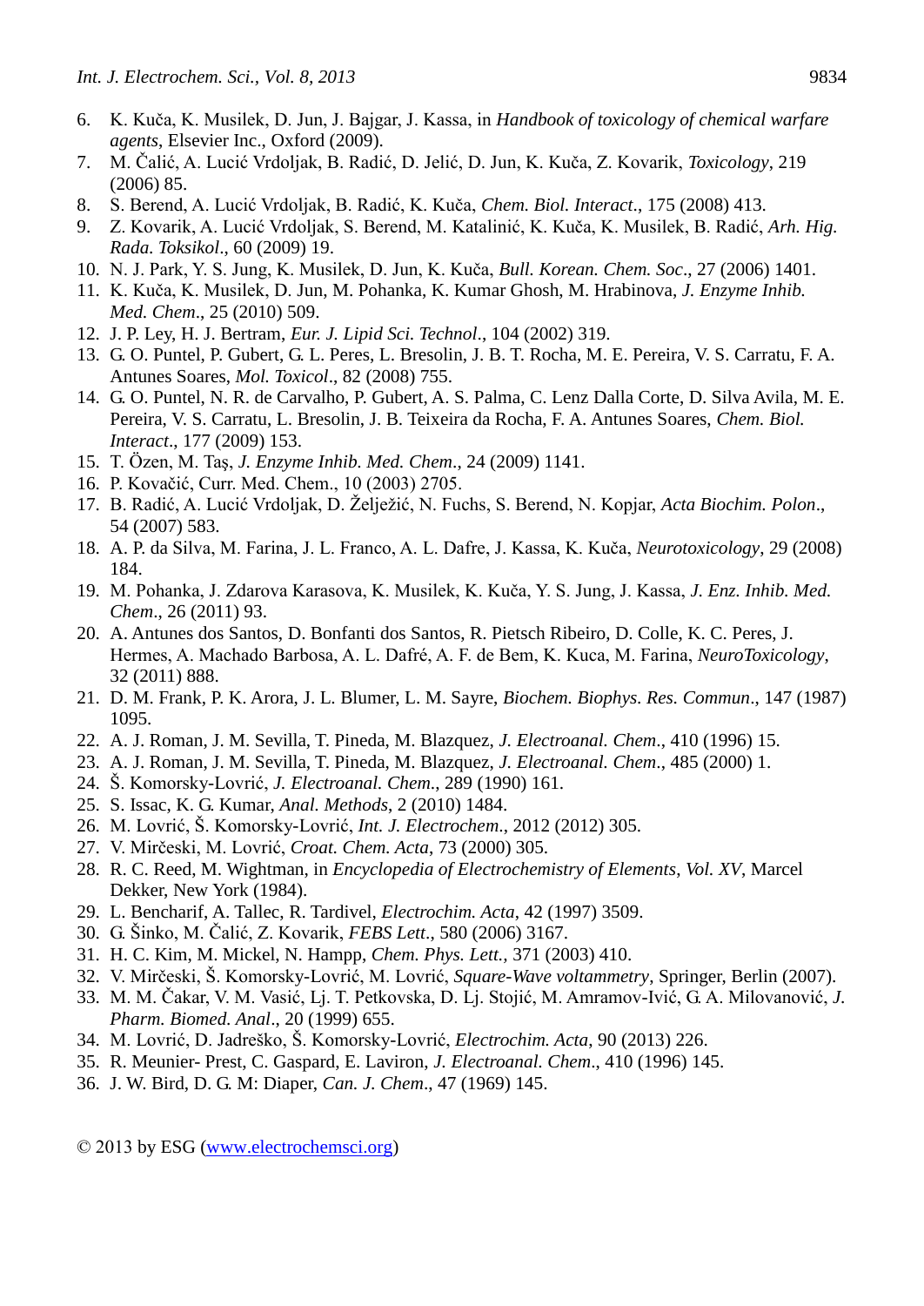6. K. Kuča, K. Musilek, D. Jun, J. Bajgar, J. Kassa, in *Handbook of toxicology of chemical warfare agents*, Elsevier Inc., Oxford (2009).
7. M. Čalić, A. Lucić Vrdoljak, B. Radić, D. Jelić, D. Jun, K. Kuča, Z. Kovarik, *Toxicology*, 219 (2006) 85.
8. S. Berend, A. Lucić Vrdoljak, B. Radić, K. Kuča, *Chem. Biol. Interact*., 175 (2008) 413.
9. Z. Kovarik, A. Lucić Vrdoljak, S. Berend, M. Katalinić, K. Kuča, K. Musilek, B. Radić, *Arh. Hig. Rada. Toksikol*., 60 (2009) 19.
10. N. J. Park, Y. S. Jung, K. Musilek, D. Jun, K. Kuča, *Bull. Korean. Chem. Soc*., 27 (2006) 1401.
11. K. Kuča, K. Musilek, D. Jun, M. Pohanka, K. Kumar Ghosh, M. Hrabinova, *J. Enzyme Inhib. Med. Chem*., 25 (2010) 509.
12. J. P. Ley, H. J. Bertram, *Eur. J. Lipid Sci. Technol*., 104 (2002) 319.
13. G. O. Puntel, P. Gubert, G. L. Peres, L. Bresolin, J. B. T. Rocha, M. E. Pereira, V. S. Carratu, F. A. Antunes Soares, *Mol. Toxicol*., 82 (2008) 755.
14. G. O. Puntel, N. R. de Carvalho, P. Gubert, A. S. Palma, C. Lenz Dalla Corte, D. Silva Avila, M. E. Pereira, V. S. Carratu, L. Bresolin, J. B. Teixeira da Rocha, F. A. Antunes Soares, *Chem. Biol. Interact*., 177 (2009) 153.
15. T. Özen, M. Taş, *J. Enzyme Inhib. Med. Chem*., 24 (2009) 1141.
16. P. Kovačić, Curr. Med. Chem., 10 (2003) 2705.
17. B. Radić, A. Lucić Vrdoljak, D. Želježić, N. Fuchs, S. Berend, N. Kopjar, *Acta Biochim. Polon*., 54 (2007) 583.
18. A. P. da Silva, M. Farina, J. L. Franco, A. L. Dafre, J. Kassa, K. Kuča, *Neurotoxicology*, 29 (2008) 184.
19. M. Pohanka, J. Zdarova Karasova, K. Musilek, K. Kuča, Y. S. Jung, J. Kassa, *J. Enz. Inhib. Med. Chem*., 26 (2011) 93.
20. A. Antunes dos Santos, D. Bonfanti dos Santos, R. Pietsch Ribeiro, D. Colle, K. C. Peres, J. Hermes, A. Machado Barbosa, A. L. Dafré, A. F. de Bem, K. Kuca, M. Farina, *NeuroToxicology*, 32 (2011) 888.
21. D. M. Frank, P. K. Arora, J. L. Blumer, L. M. Sayre, *Biochem. Biophys. Res. Commun*., 147 (1987) 1095.
22. A. J. Roman, J. M. Sevilla, T. Pineda, M. Blazquez, *J. Electroanal. Chem*., 410 (1996) 15.
23. A. J. Roman, J. M. Sevilla, T. Pineda, M. Blazquez, *J. Electroanal. Chem*., 485 (2000) 1.
24. Š. Komorsky-Lovrić, *J. Electroanal. Chem*., 289 (1990) 161.
25. S. Issac, K. G. Kumar, *Anal. Methods*, 2 (2010) 1484.
26. M. Lovrić, Š. Komorsky-Lovrić, *Int. J. Electrochem*., 2012 (2012) 305.
27. V. Mirčeski, M. Lovrić, *Croat. Chem. Acta*, 73 (2000) 305.
28. R. C. Reed, M. Wightman, in *Encyclopedia of Electrochemistry of Elements, Vol. XV*, Marcel Dekker, New York (1984).
29. L. Bencharif, A. Tallec, R. Tardivel, *Electrochim. Acta*, 42 (1997) 3509.
30. G. Šinko, M. Čalić, Z. Kovarik, *FEBS Lett*., 580 (2006) 3167.
31. H. C. Kim, M. Mickel, N. Hampp, *Chem. Phys. Lett.,* 371 (2003) 410.
32. V. Mirčeski, Š. Komorsky-Lovrić, M. Lovrić, *Square-Wave voltammetry*, Springer, Berlin (2007).
33. M. M. Čakar, V. M. Vasić, Lj. T. Petkovska, D. Lj. Stojić, M. Amramov-Ivić, G. A. Milovanović, *J. Pharm. Biomed. Anal*., 20 (1999) 655.
34. M. Lovrić, D. Jadreško, Š. Komorsky-Lovrić, *Electrochim. Acta*, 90 (2013) 226.
35. R. Meunier- Prest, C. Gaspard, E. Laviron, *J. Electroanal. Chem*., 410 (1996) 145.
36. J. W. Bird, D. G. M: Diaper, *Can. J. Chem*., 47 (1969) 145.

© 2013 by ESG (www.electrochemsci.org)